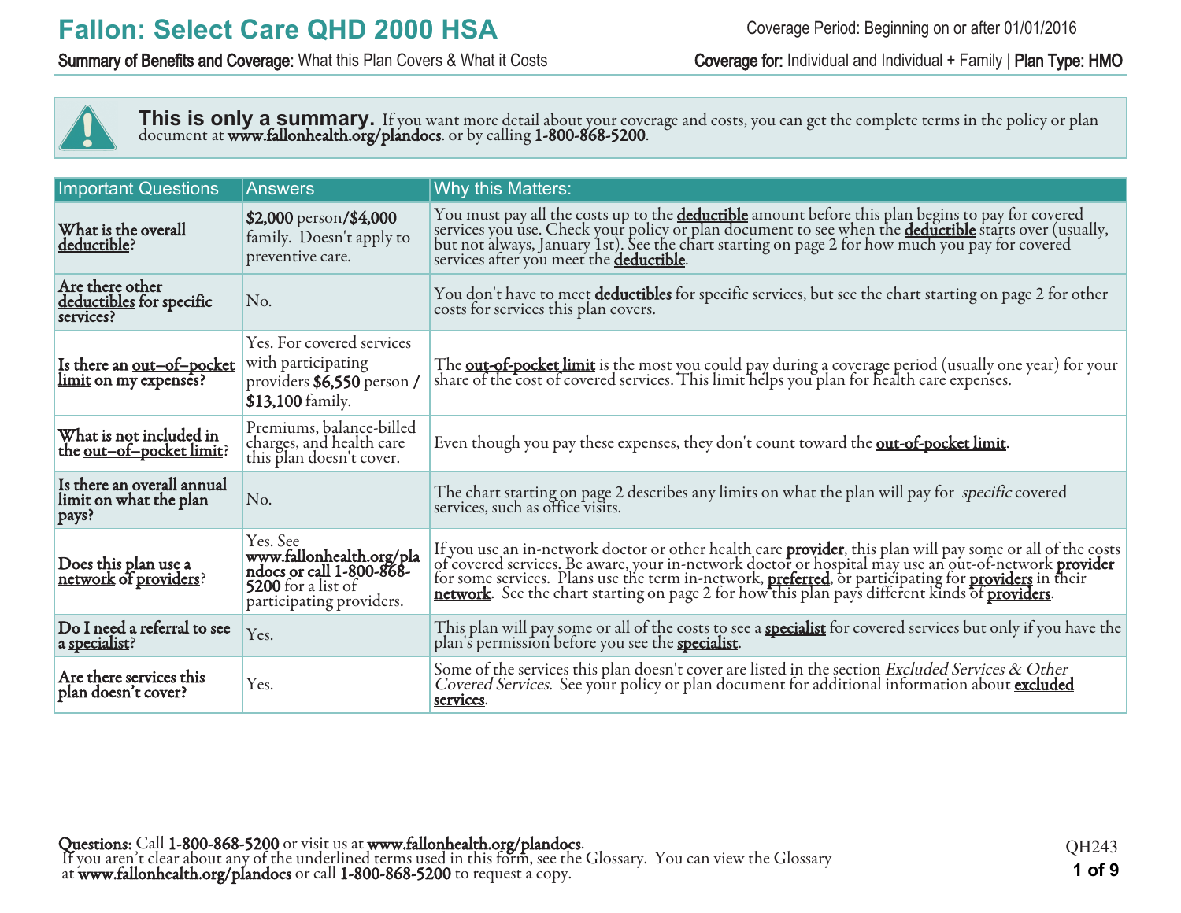# Fallon: Select Care QHD 2000 HSA

Coverage Period: Beginning on or after 01/01/2016

**Summary of Benefits and Coverage:** What this Plan Covers & What it Costs

**Coverage for:** Individual and Individual + Family | **Plan Type: HMO**

**This is only a summary.** If you want more detail about your coverage and costs, you can get the complete terms in the policy or plan document at **www.fallonhealth.org/plandocs**. or by calling **1-800-868-5200**.

| Important Questions | Answers | Why this Matters: |
|---|---|---|
| **What is the overall deductible?** | **$2,000** person/**$4,000** family. Doesn't apply to preventive care. | You must pay all the costs up to the **deductible** amount before this plan begins to pay for covered services you use. Check your policy or plan document to see when the **deductible** starts over (usually, but not always, January 1st). See the chart starting on page 2 for how much you pay for covered services after you meet the **deductible**. |
| **Are there other deductibles for specific services?** | No. | You don't have to meet **deductibles** for specific services, but see the chart starting on page 2 for other costs for services this plan covers. |
| **Is there an out–of–pocket limit on my expenses?** | Yes. For covered services with participating providers **$6,550** person / **$13,100** family. | The **out-of-pocket limit** is the most you could pay during a coverage period (usually one year) for your share of the cost of covered services. This limit helps you plan for health care expenses. |
| **What is not included in the out–of–pocket limit?** | Premiums, balance-billed charges, and health care this plan doesn't cover. | Even though you pay these expenses, they don't count toward the **out-of-pocket limit**. |
| **Is there an overall annual limit on what the plan pays?** | No. | The chart starting on page 2 describes any limits on what the plan will pay for *specific* covered services, such as office visits. |
| **Does this plan use a network of providers?** | Yes. See **www.fallonhealth.org/plandocs or call 1-800-868-5200** for a list of participating providers. | If you use an in-network doctor or other health care **provider**, this plan will pay some or all of the costs of covered services. Be aware, your in-network doctor or hospital may use an out-of-network **provider** for some services. Plans use the term in-network, **preferred**, or participating for **providers** in their **network**. See the chart starting on page 2 for how this plan pays different kinds of **providers**. |
| **Do I need a referral to see a specialist?** | Yes. | This plan will pay some or all of the costs to see a **specialist** for covered services but only if you have the plan's permission before you see the **specialist**. |
| **Are there services this plan doesn't cover?** | Yes. | Some of the services this plan doesn't cover are listed in the section *Excluded Services & Other Covered Services*. See your policy or plan document for additional information about **excluded services**. |

**Questions:** Call **1-800-868-5200** or visit us at **www.fallonhealth.org/plandocs**.
If you aren't clear about any of the underlined terms used in this form, see the Glossary. You can view the Glossary at **www.fallonhealth.org/plandocs** or call **1-800-868-5200** to request a copy.

QH243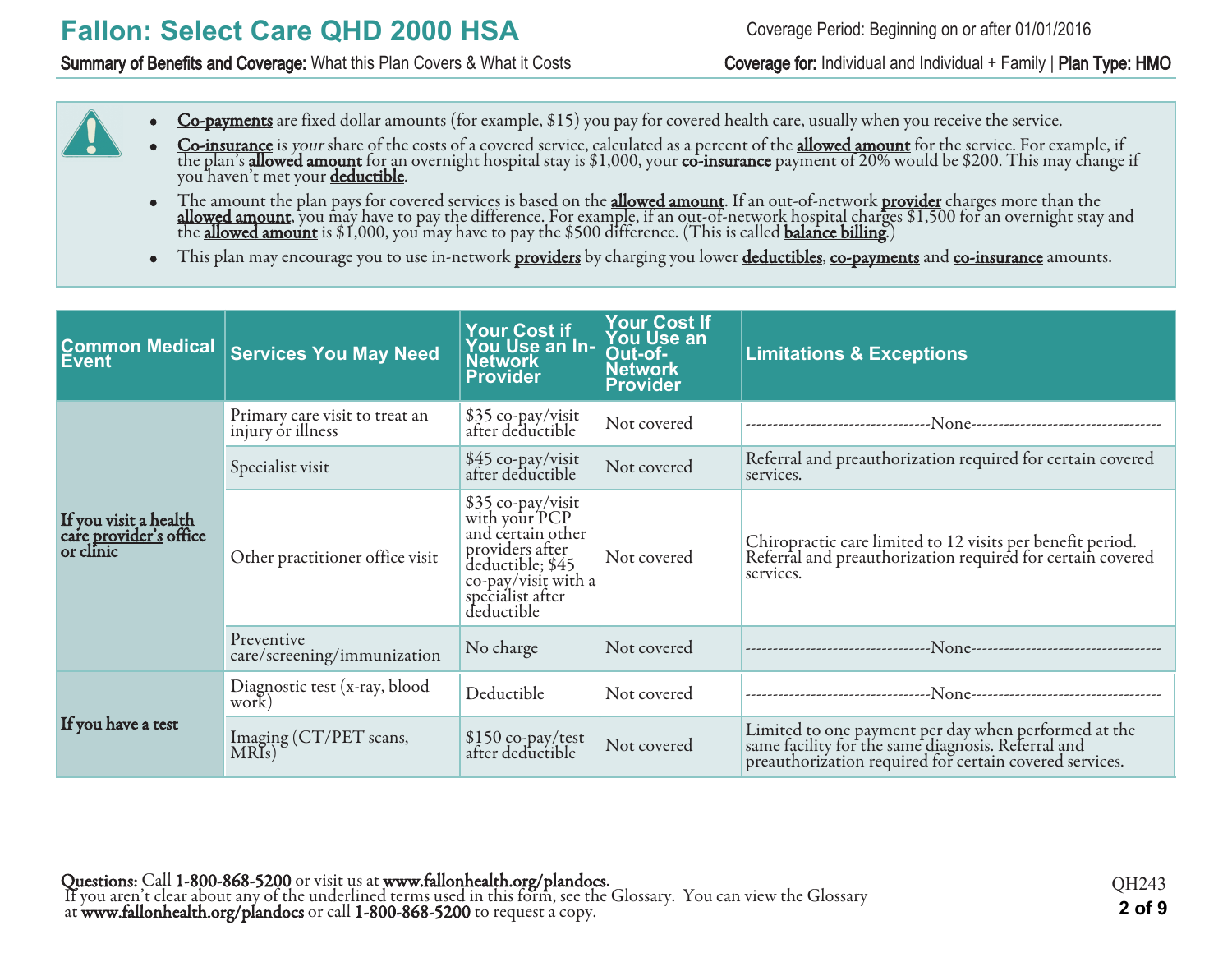# Fallon: Select Care QHD 2000 HSA

Coverage Period: Beginning on or after 01/01/2016

**Summary of Benefits and Coverage:** What this Plan Covers & What it Costs

**Coverage for:** Individual and Individual + Family | **Plan Type: HMO**

- **Co-payments** are fixed dollar amounts (for example, $15) you pay for covered health care, usually when you receive the service.
- **Co-insurance** is *your* share of the costs of a covered service, calculated as a percent of the **allowed amount** for the service. For example, if the plan's **allowed amount** for an overnight hospital stay is $1,000, your **co-insurance** payment of 20% would be $200. This may change if you haven't met your **deductible**.
- The amount the plan pays for covered services is based on the **allowed amount**. If an out-of-network **provider** charges more than the **allowed amount**, you may have to pay the difference. For example, if an out-of-network hospital charges $1,500 for an overnight stay and the **allowed amount** is $1,000, you may have to pay the $500 difference. (This is called **balance billing**.)
- This plan may encourage you to use in-network **providers** by charging you lower **deductibles**, **co-payments** and **co-insurance** amounts.

| Common Medical Event | Services You May Need | Your Cost if You Use an In-Network Provider | Your Cost If You Use an Out-of-Network Provider | Limitations & Exceptions |
|---|---|---|---|---|
| **If you visit a health care provider's office or clinic** | Primary care visit to treat an injury or illness | $35 co-pay/visit after deductible | Not covered | ---None--- |
| | Specialist visit | $45 co-pay/visit after deductible | Not covered | Referral and preauthorization required for certain covered services. |
| | Other practitioner office visit | $35 co-pay/visit with your PCP and certain other providers after deductible; $45 co-pay/visit with a specialist after deductible | Not covered | Chiropractic care limited to 12 visits per benefit period. Referral and preauthorization required for certain covered services. |
| | Preventive care/screening/immunization | No charge | Not covered | ---None--- |
| **If you have a test** | Diagnostic test (x-ray, blood work) | Deductible | Not covered | ---None--- |
| | Imaging (CT/PET scans, MRIs) | $150 co-pay/test after deductible | Not covered | Limited to one payment per day when performed at the same facility for the same diagnosis. Referral and preauthorization required for certain covered services. |

**Questions:** Call **1-800-868-5200** or visit us at **www.fallonhealth.org/plandocs**.
If you aren't clear about any of the underlined terms used in this form, see the Glossary. You can view the Glossary at **www.fallonhealth.org/plandocs** or call **1-800-868-5200** to request a copy.

QH243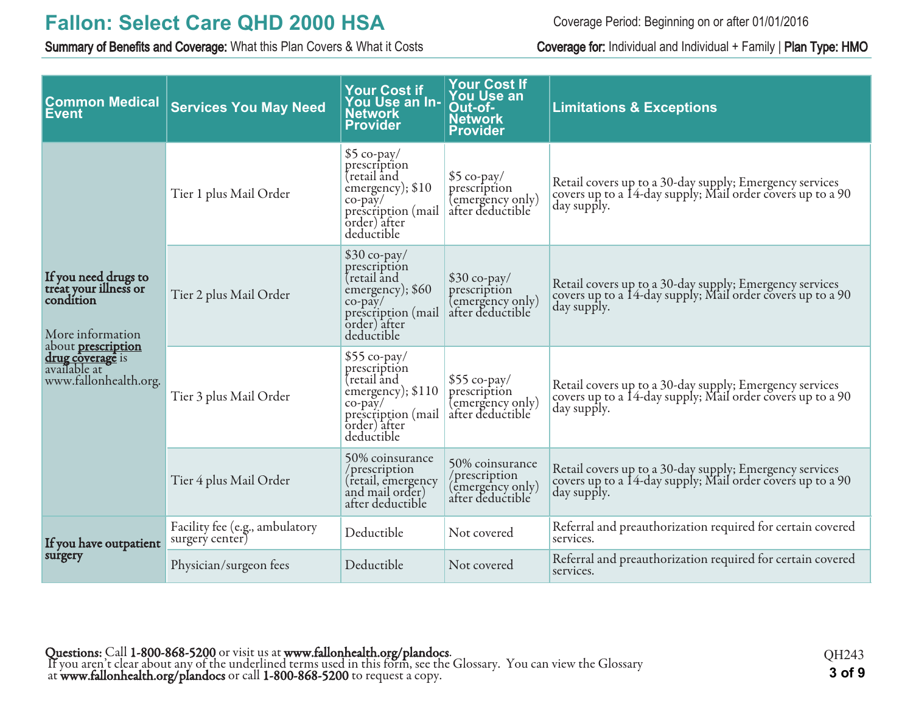| Common Medical Event | Services You May Need | Your Cost if You Use an In-Network Provider | Your Cost If You Use an Out-of-Network Provider | Limitations & Exceptions |
|---|---|---|---|---|
| **If you need drugs to treat your illness or condition**<br><br>More information about **prescription drug coverage** is available at www.fallonhealth.org. | Tier 1 plus Mail Order | $5 co-pay/ prescription (retail and emergency); $10 co-pay/ prescription (mail order) after deductible | $5 co-pay/ prescription (emergency only) after deductible | Retail covers up to a 30-day supply; Emergency services covers up to a 14-day supply; Mail order covers up to a 90 day supply. |
| | Tier 2 plus Mail Order | $30 co-pay/ prescription (retail and emergency); $60 co-pay/ prescription (mail order) after deductible | $30 co-pay/ prescription (emergency only) after deductible | Retail covers up to a 30-day supply; Emergency services covers up to a 14-day supply; Mail order covers up to a 90 day supply. |
| | Tier 3 plus Mail Order | $55 co-pay/ prescription (retail and emergency); $110 co-pay/ prescription (mail order) after deductible | $55 co-pay/ prescription (emergency only) after deductible | Retail covers up to a 30-day supply; Emergency services covers up to a 14-day supply; Mail order covers up to a 90 day supply. |
| | Tier 4 plus Mail Order | 50% coinsurance /prescription (retail, emergency and mail order) after deductible | 50% coinsurance /prescription (emergency only) after deductible | Retail covers up to a 30-day supply; Emergency services covers up to a 14-day supply; Mail order covers up to a 90 day supply. |
| **If you have outpatient surgery** | Facility fee (e.g., ambulatory surgery center) | Deductible | Not covered | Referral and preauthorization required for certain covered services. |
| | Physician/surgeon fees | Deductible | Not covered | Referral and preauthorization required for certain covered services. |

**Questions:** Call **1-800-868-5200** or visit us at **www.fallonhealth.org/plandocs**.
If you aren't clear about any of the underlined terms used in this form, see the Glossary. You can view the Glossary at **www.fallonhealth.org/plandocs** or call **1-800-868-5200** to request a copy.

QH243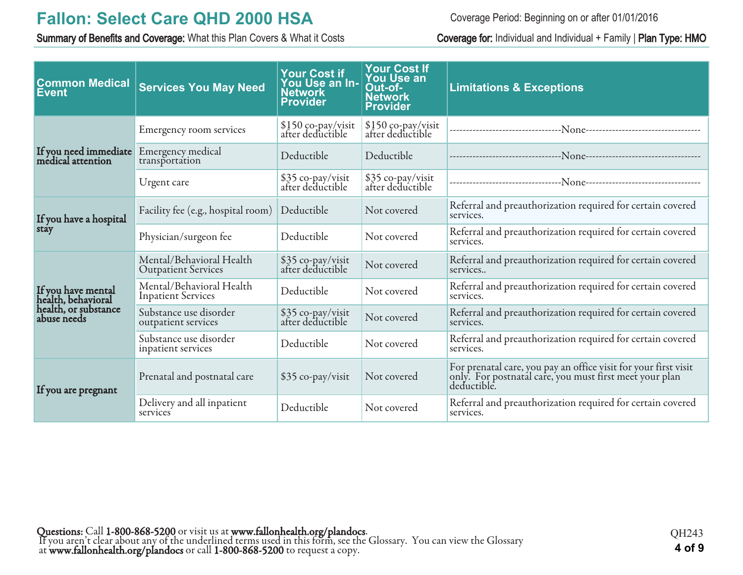# Fallon: Select Care QHD 2000 HSA

Coverage Period: Beginning on or after 01/01/2016

**Summary of Benefits and Coverage:** What this Plan Covers & What it Costs

**Coverage for:** Individual and Individual + Family | **Plan Type:** HMO

| Common Medical Event | Services You May Need | Your Cost if You Use an In-Network Provider | Your Cost If You Use an Out-of-Network Provider | Limitations & Exceptions |
|---|---|---|---|---|
| **If you need immediate medical attention** | Emergency room services | $150 co-pay/visit after deductible | $150 co-pay/visit after deductible | ---------------------------------None---------------------------------- |
| | Emergency medical transportation | Deductible | Deductible | ---------------------------------None---------------------------------- |
| | Urgent care | $35 co-pay/visit after deductible | $35 co-pay/visit after deductible | ---------------------------------None---------------------------------- |
| **If you have a hospital stay** | Facility fee (e.g., hospital room) | Deductible | Not covered | Referral and preauthorization required for certain covered services. |
| | Physician/surgeon fee | Deductible | Not covered | Referral and preauthorization required for certain covered services. |
| **If you have mental health, behavioral health, or substance abuse needs** | Mental/Behavioral Health Outpatient Services | $35 co-pay/visit after deductible | Not covered | Referral and preauthorization required for certain covered services.. |
| | Mental/Behavioral Health Inpatient Services | Deductible | Not covered | Referral and preauthorization required for certain covered services. |
| | Substance use disorder outpatient services | $35 co-pay/visit after deductible | Not covered | Referral and preauthorization required for certain covered services. |
| | Substance use disorder inpatient services | Deductible | Not covered | Referral and preauthorization required for certain covered services. |
| **If you are pregnant** | Prenatal and postnatal care | $35 co-pay/visit | Not covered | For prenatal care, you pay an office visit for your first visit only. For postnatal care, you must first meet your plan deductible. |
| | Delivery and all inpatient services | Deductible | Not covered | Referral and preauthorization required for certain covered services. |

**Questions:** Call **1-800-868-5200** or visit us at **www.fallonhealth.org/plandocs**.
If you aren't clear about any of the underlined terms used in this form, see the Glossary. You can view the Glossary at **www.fallonhealth.org/plandocs** or call **1-800-868-5200** to request a copy.

QH243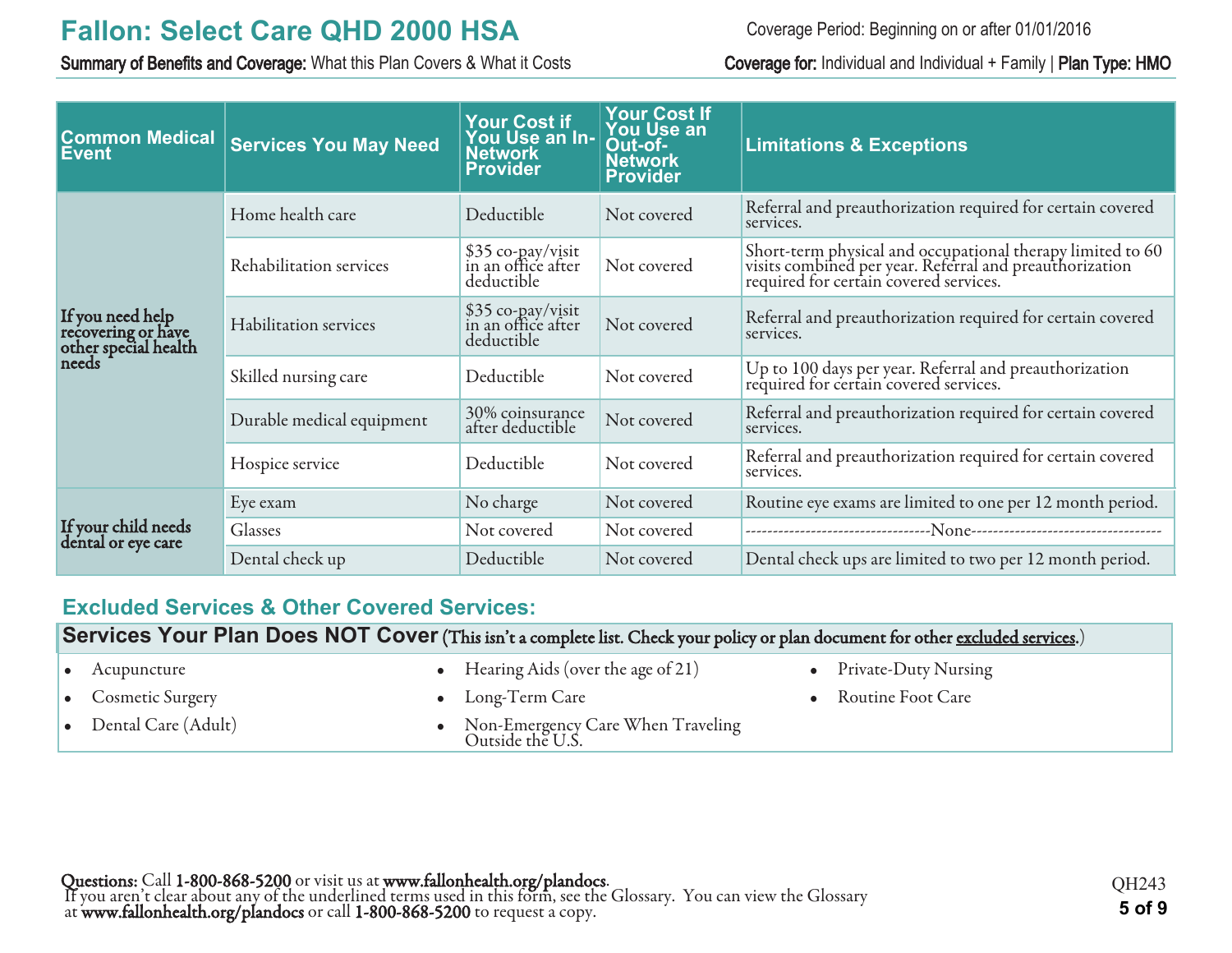| Common Medical Event | Services You May Need | Your Cost if You Use an In-Network Provider | Your Cost If You Use an Out-of-Network Provider | Limitations & Exceptions |
|---|---|---|---|---|
| If you need help recovering or have other special health needs | Home health care | Deductible | Not covered | Referral and preauthorization required for certain covered services. |
| | Rehabilitation services | $35 co-pay/visit in an office after deductible | Not covered | Short-term physical and occupational therapy limited to 60 visits combined per year. Referral and preauthorization required for certain covered services. |
| | Habilitation services | $35 co-pay/visit in an office after deductible | Not covered | Referral and preauthorization required for certain covered services. |
| | Skilled nursing care | Deductible | Not covered | Up to 100 days per year. Referral and preauthorization required for certain covered services. |
| | Durable medical equipment | 30% coinsurance after deductible | Not covered | Referral and preauthorization required for certain covered services. |
| | Hospice service | Deductible | Not covered | Referral and preauthorization required for certain covered services. |
| If your child needs dental or eye care | Eye exam | No charge | Not covered | Routine eye exams are limited to one per 12 month period. |
| | Glasses | Not covered | Not covered | ---------------------------------None---------------------------------- |
| | Dental check up | Deductible | Not covered | Dental check ups are limited to two per 12 month period. |

## Excluded Services & Other Covered Services:

**Services Your Plan Does NOT Cover** (This isn't a complete list. Check your policy or plan document for other excluded services.)

- Acupuncture
- Cosmetic Surgery
- Dental Care (Adult)
- Hearing Aids (over the age of 21)
- Long-Term Care
- Non-Emergency Care When Traveling Outside the U.S.
- Private-Duty Nursing
- Routine Foot Care

**Questions:** Call **1-800-868-5200** or visit us at **www.fallonhealth.org/plandocs**.
If you aren't clear about any of the underlined terms used in this form, see the Glossary. You can view the Glossary at **www.fallonhealth.org/plandocs** or call **1-800-868-5200** to request a copy.

QH243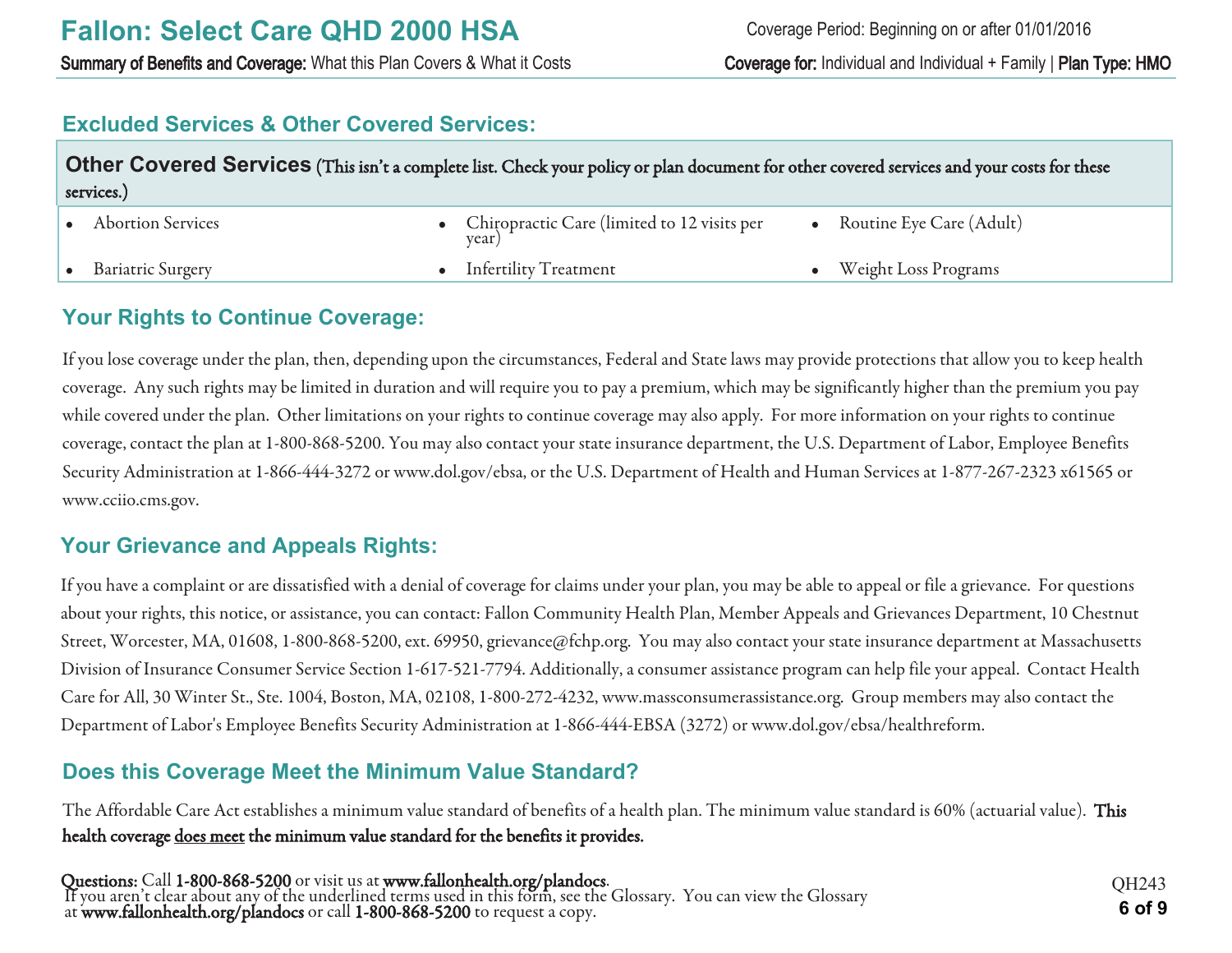## Excluded Services & Other Covered Services:

| **Other Covered Services** (This isn't a complete list. Check your policy or plan document for other covered services and your costs for these services.) | | |
|---|---|---|
| • Abortion Services | • Chiropractic Care (limited to 12 visits per year) | • Routine Eye Care (Adult) |
| • Bariatric Surgery | • Infertility Treatment | • Weight Loss Programs |

## Your Rights to Continue Coverage:

If you lose coverage under the plan, then, depending upon the circumstances, Federal and State laws may provide protections that allow you to keep health coverage. Any such rights may be limited in duration and will require you to pay a premium, which may be significantly higher than the premium you pay while covered under the plan. Other limitations on your rights to continue coverage may also apply. For more information on your rights to continue coverage, contact the plan at 1-800-868-5200. You may also contact your state insurance department, the U.S. Department of Labor, Employee Benefits Security Administration at 1-866-444-3272 or www.dol.gov/ebsa, or the U.S. Department of Health and Human Services at 1-877-267-2323 x61565 or www.cciio.cms.gov.

## Your Grievance and Appeals Rights:

If you have a complaint or are dissatisfied with a denial of coverage for claims under your plan, you may be able to appeal or file a grievance. For questions about your rights, this notice, or assistance, you can contact: Fallon Community Health Plan, Member Appeals and Grievances Department, 10 Chestnut Street, Worcester, MA, 01608, 1-800-868-5200, ext. 69950, grievance@fchp.org. You may also contact your state insurance department at Massachusetts Division of Insurance Consumer Service Section 1-617-521-7794. Additionally, a consumer assistance program can help file your appeal. Contact Health Care for All, 30 Winter St., Ste. 1004, Boston, MA, 02108, 1-800-272-4232, www.massconsumerassistance.org. Group members may also contact the Department of Labor's Employee Benefits Security Administration at 1-866-444-EBSA (3272) or www.dol.gov/ebsa/healthreform.

## Does this Coverage Meet the Minimum Value Standard?

The Affordable Care Act establishes a minimum value standard of benefits of a health plan. The minimum value standard is 60% (actuarial value). **This health coverage does meet the minimum value standard for the benefits it provides.**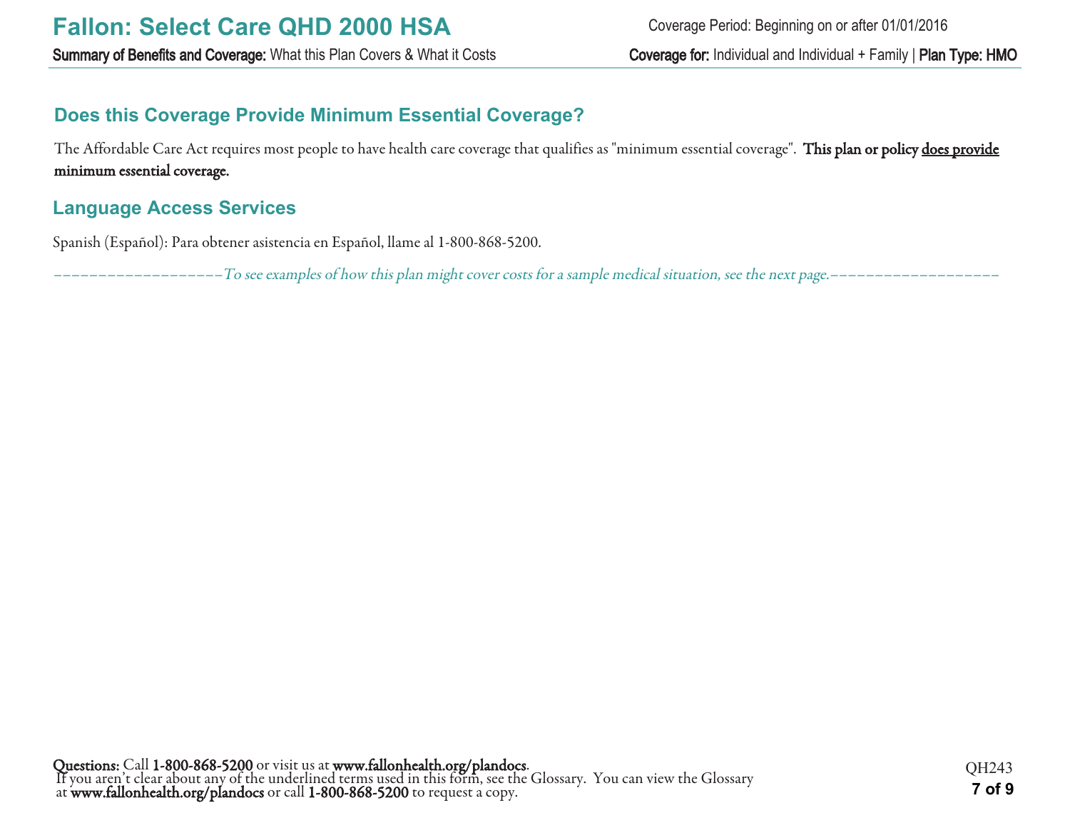## Does this Coverage Provide Minimum Essential Coverage?

The Affordable Care Act requires most people to have health care coverage that qualifies as "minimum essential coverage". **This plan or policy <u>does provide</u> minimum essential coverage.**

## Language Access Services

Spanish (Español): Para obtener asistencia en Español, llame al 1-800-868-5200.

*––––––––––––––––––––To see examples of how this plan might cover costs for a sample medical situation, see the next page.––––––––––––––––––––*

**Questions:** Call **1-800-868-5200** or visit us at **www.fallonhealth.org/plandocs**.
If you aren't clear about any of the underlined terms used in this form, see the Glossary. You can view the Glossary at **www.fallonhealth.org/plandocs** or call **1-800-868-5200** to request a copy.

QH243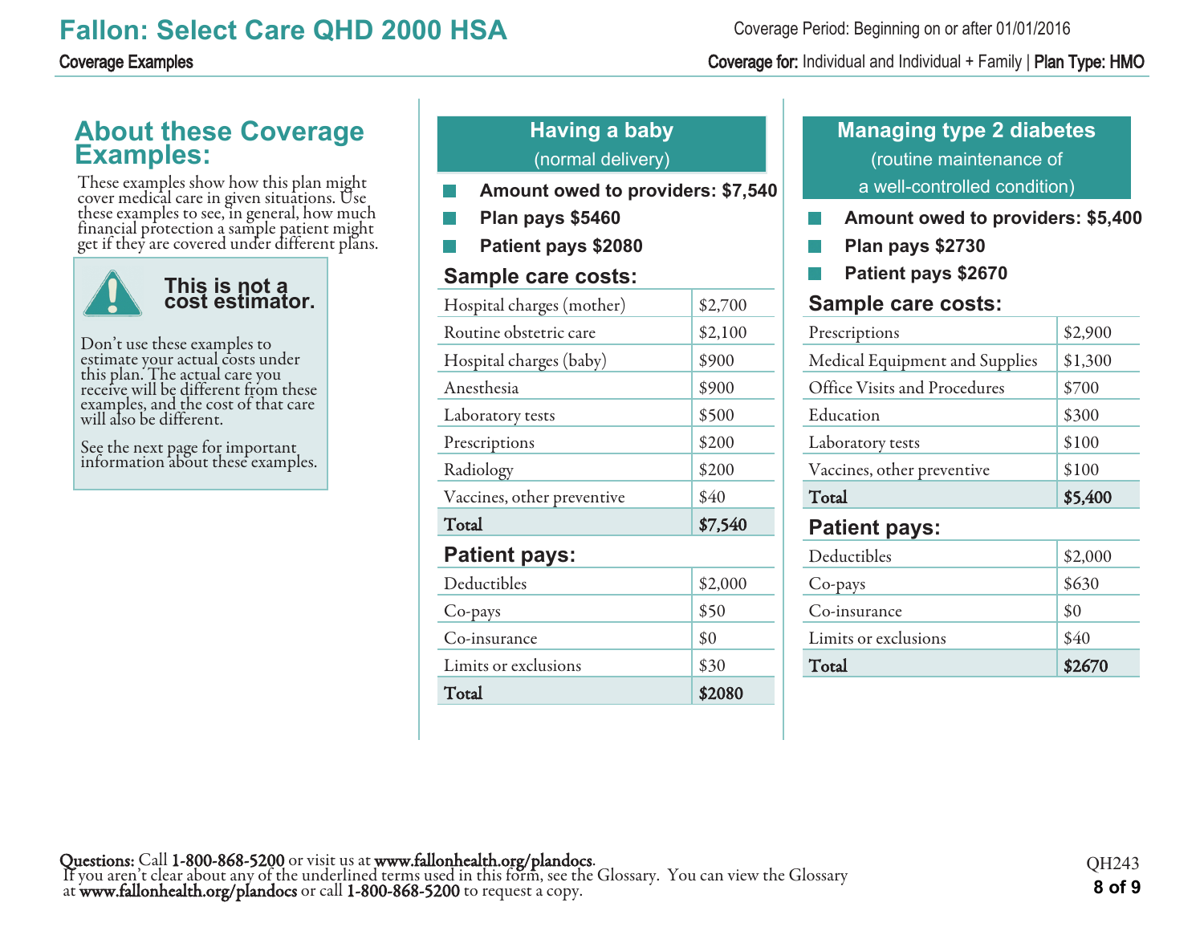# Fallon: Select Care QHD 2000 HSA

Coverage Period: Beginning on or after 01/01/2016

**Coverage Examples**

**Coverage for:** Individual and Individual + Family | **Plan Type: HMO**

## About these Coverage Examples:

These examples show how this plan might cover medical care in given situations. Use these examples to see, in general, how much financial protection a sample patient might get if they are covered under different plans.

> **This is not a cost estimator.**
>
> Don't use these examples to estimate your actual costs under this plan. The actual care you receive will be different from these examples, and the cost of that care will also be different.
>
> See the next page for important information about these examples.

## Having a baby (normal delivery)

- **Amount owed to providers: $7,540**
- **Plan pays $5460**
- **Patient pays $2080**

### Sample care costs:

| Sample care costs | |
|---|---|
| Hospital charges (mother) | $2,700 |
| Routine obstetric care | $2,100 |
| Hospital charges (baby) | $900 |
| Anesthesia | $900 |
| Laboratory tests | $500 |
| Prescriptions | $200 |
| Radiology | $200 |
| Vaccines, other preventive | $40 |
| **Total** | **$7,540** |

### Patient pays:

| Patient pays | |
|---|---|
| Deductibles | $2,000 |
| Co-pays | $50 |
| Co-insurance | $0 |
| Limits or exclusions | $30 |
| **Total** | **$2080** |

## Managing type 2 diabetes (routine maintenance of a well-controlled condition)

- **Amount owed to providers: $5,400**
- **Plan pays $2730**
- **Patient pays $2670**

### Sample care costs:

| Sample care costs | |
|---|---|
| Prescriptions | $2,900 |
| Medical Equipment and Supplies | $1,300 |
| Office Visits and Procedures | $700 |
| Education | $300 |
| Laboratory tests | $100 |
| Vaccines, other preventive | $100 |
| **Total** | **$5,400** |

### Patient pays:

| Patient pays | |
|---|---|
| Deductibles | $2,000 |
| Co-pays | $630 |
| Co-insurance | $0 |
| Limits or exclusions | $40 |
| **Total** | **$2670** |

**Questions:** Call **1-800-868-5200** or visit us at **www.fallonhealth.org/plandocs**.
If you aren't clear about any of the underlined terms used in this form, see the Glossary. You can view the Glossary at **www.fallonhealth.org/plandocs** or call **1-800-868-5200** to request a copy.

QH243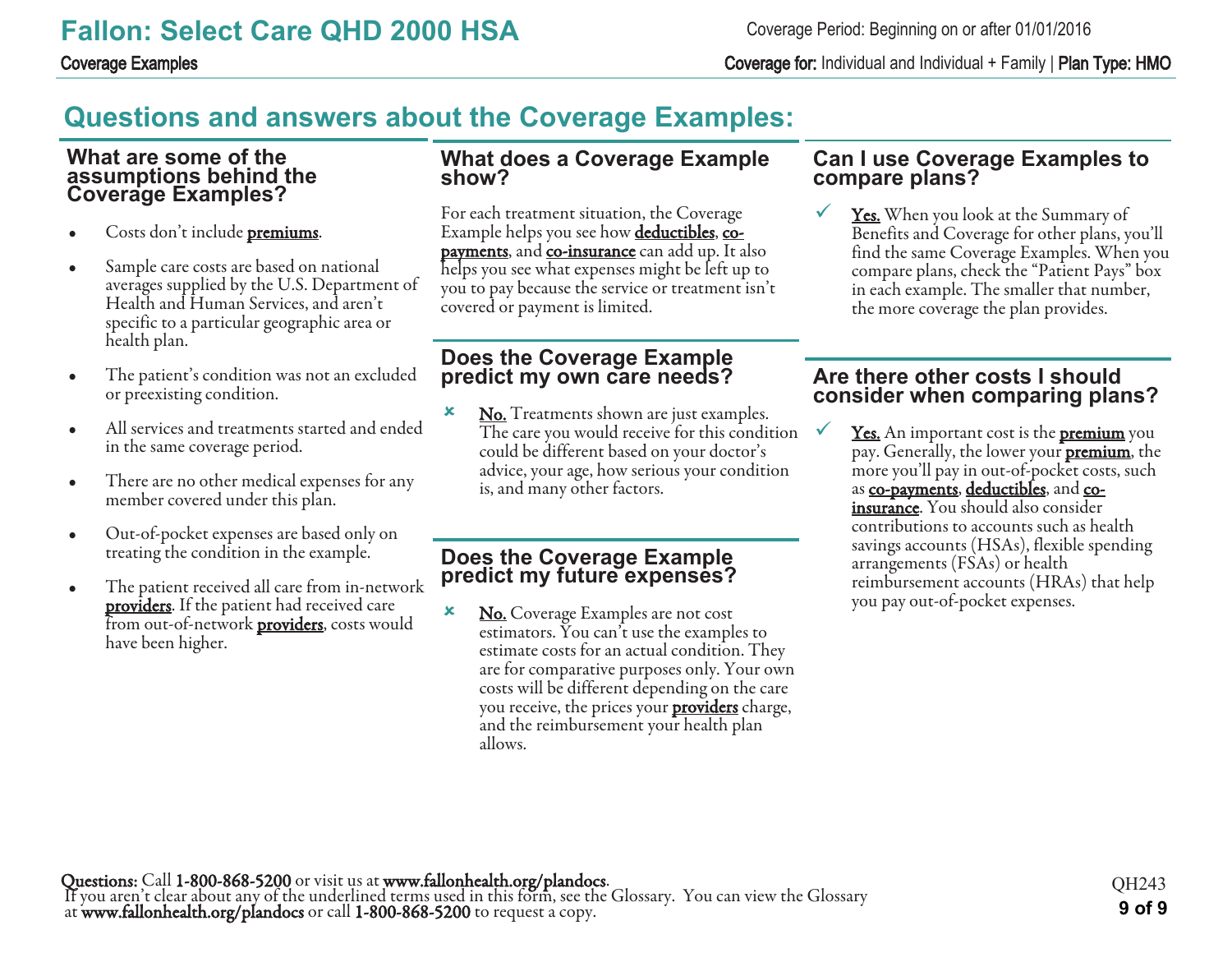## Questions and answers about the Coverage Examples:

### What are some of the assumptions behind the Coverage Examples?

- Costs don't include **premiums**.
- Sample care costs are based on national averages supplied by the U.S. Department of Health and Human Services, and aren't specific to a particular geographic area or health plan.
- The patient's condition was not an excluded or preexisting condition.
- All services and treatments started and ended in the same coverage period.
- There are no other medical expenses for any member covered under this plan.
- Out-of-pocket expenses are based only on treating the condition in the example.
- The patient received all care from in-network **providers**. If the patient had received care from out-of-network **providers**, costs would have been higher.

### What does a Coverage Example show?

For each treatment situation, the Coverage Example helps you see how **deductibles**, **co-payments**, and **co-insurance** can add up. It also helps you see what expenses might be left up to you to pay because the service or treatment isn't covered or payment is limited.

### Does the Coverage Example predict my own care needs?

✘ **No.** Treatments shown are just examples. The care you would receive for this condition could be different based on your doctor's advice, your age, how serious your condition is, and many other factors.

### Does the Coverage Example predict my future expenses?

✘ **No.** Coverage Examples are not cost estimators. You can't use the examples to estimate costs for an actual condition. They are for comparative purposes only. Your own costs will be different depending on the care you receive, the prices your **providers** charge, and the reimbursement your health plan allows.

### Can I use Coverage Examples to compare plans?

✓ **Yes.** When you look at the Summary of Benefits and Coverage for other plans, you'll find the same Coverage Examples. When you compare plans, check the "Patient Pays" box in each example. The smaller that number, the more coverage the plan provides.

### Are there other costs I should consider when comparing plans?

✓ **Yes.** An important cost is the **premium** you pay. Generally, the lower your **premium**, the more you'll pay in out-of-pocket costs, such as **co-payments**, **deductibles**, and **co-insurance**. You should also consider contributions to accounts such as health savings accounts (HSAs), flexible spending arrangements (FSAs) or health reimbursement accounts (HRAs) that help you pay out-of-pocket expenses.

**Questions:** Call **1-800-868-5200** or visit us at **www.fallonhealth.org/plandocs**.
If you aren't clear about any of the underlined terms used in this form, see the Glossary. You can view the Glossary at **www.fallonhealth.org/plandocs** or call **1-800-868-5200** to request a copy.

QH243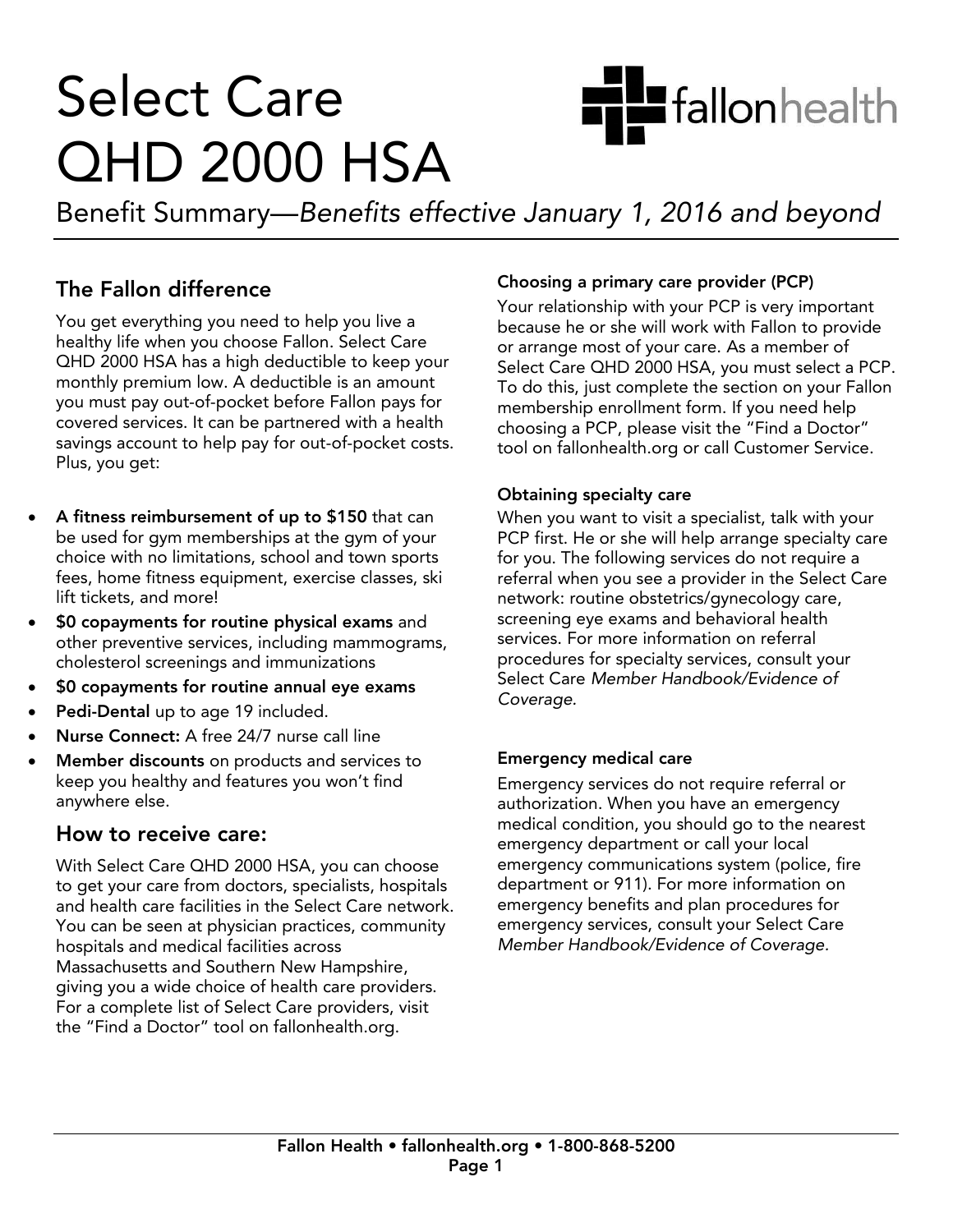# Select Care QHD 2000 HSA

Benefit Summary—*Benefits effective January 1, 2016 and beyond*

## The Fallon difference

You get everything you need to help you live a healthy life when you choose Fallon. Select Care QHD 2000 HSA has a high deductible to keep your monthly premium low. A deductible is an amount you must pay out-of-pocket before Fallon pays for covered services. It can be partnered with a health savings account to help pay for out-of-pocket costs. Plus, you get:

- **A fitness reimbursement of up to $150** that can be used for gym memberships at the gym of your choice with no limitations, school and town sports fees, home fitness equipment, exercise classes, ski lift tickets, and more!
- **$0 copayments for routine physical exams** and other preventive services, including mammograms, cholesterol screenings and immunizations
- **$0 copayments for routine annual eye exams**
- **Pedi-Dental** up to age 19 included.
- **Nurse Connect:** A free 24/7 nurse call line
- **Member discounts** on products and services to keep you healthy and features you won't find anywhere else.

## How to receive care:

With Select Care QHD 2000 HSA, you can choose to get your care from doctors, specialists, hospitals and health care facilities in the Select Care network. You can be seen at physician practices, community hospitals and medical facilities across Massachusetts and Southern New Hampshire, giving you a wide choice of health care providers. For a complete list of Select Care providers, visit the "Find a Doctor" tool on fallonhealth.org.

### Choosing a primary care provider (PCP)

Your relationship with your PCP is very important because he or she will work with Fallon to provide or arrange most of your care. As a member of Select Care QHD 2000 HSA, you must select a PCP. To do this, just complete the section on your Fallon membership enrollment form. If you need help choosing a PCP, please visit the "Find a Doctor" tool on fallonhealth.org or call Customer Service.

### Obtaining specialty care

When you want to visit a specialist, talk with your PCP first. He or she will help arrange specialty care for you. The following services do not require a referral when you see a provider in the Select Care network: routine obstetrics/gynecology care, screening eye exams and behavioral health services. For more information on referral procedures for specialty services, consult your Select Care *Member Handbook/Evidence of Coverage.*

### Emergency medical care

Emergency services do not require referral or authorization. When you have an emergency medical condition, you should go to the nearest emergency department or call your local emergency communications system (police, fire department or 911). For more information on emergency benefits and plan procedures for emergency services, consult your Select Care *Member Handbook/Evidence of Coverage*.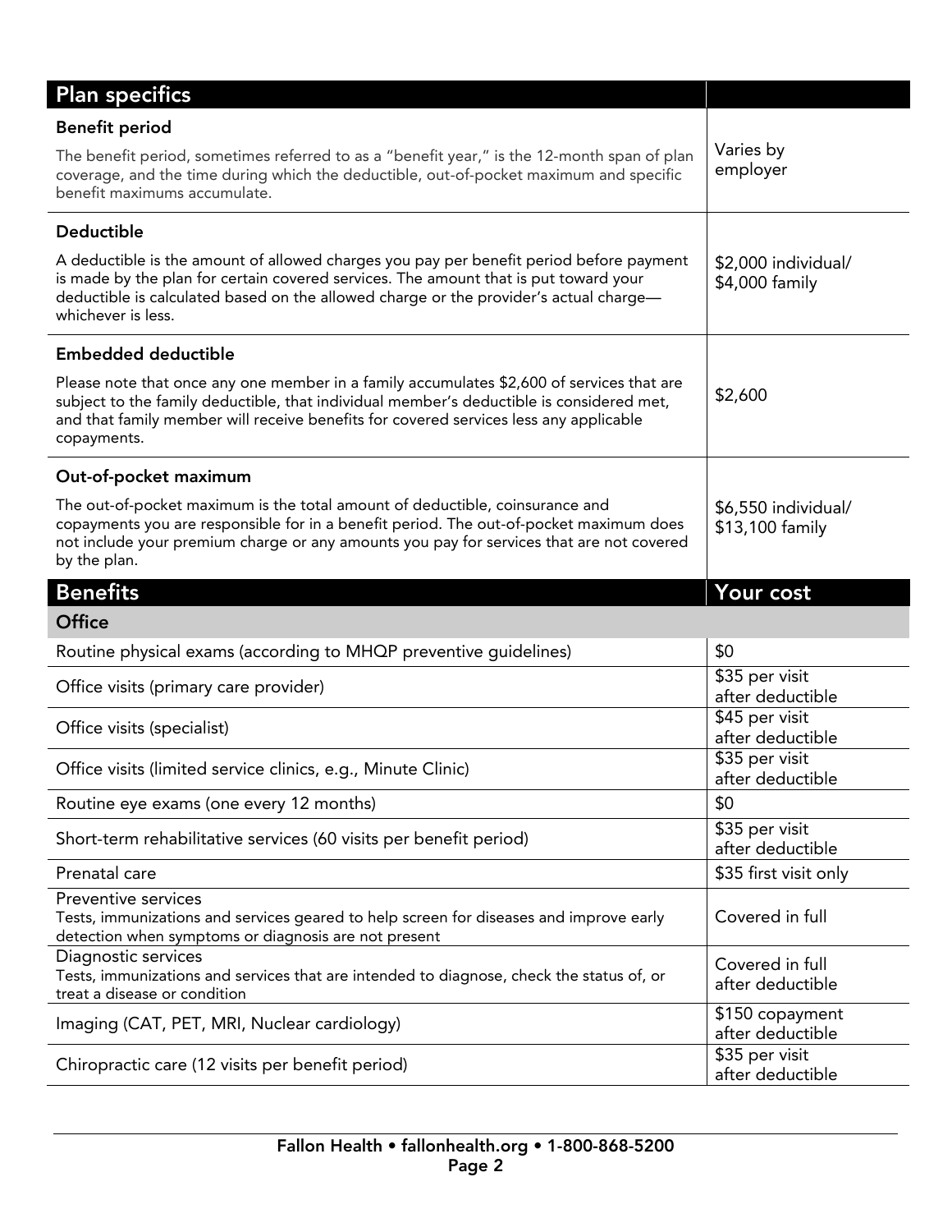| Plan specifics | |
|---|---|
| **Benefit period**<br>The benefit period, sometimes referred to as a "benefit year," is the 12-month span of plan coverage, and the time during which the deductible, out-of-pocket maximum and specific benefit maximums accumulate. | Varies by employer |
| **Deductible**<br>A deductible is the amount of allowed charges you pay per benefit period before payment is made by the plan for certain covered services. The amount that is put toward your deductible is calculated based on the allowed charge or the provider's actual charge—whichever is less. | \$2,000 individual/ \$4,000 family |
| **Embedded deductible**<br>Please note that once any one member in a family accumulates \$2,600 of services that are subject to the family deductible, that individual member's deductible is considered met, and that family member will receive benefits for covered services less any applicable copayments. | \$2,600 |
| **Out-of-pocket maximum**<br>The out-of-pocket maximum is the total amount of deductible, coinsurance and copayments you are responsible for in a benefit period. The out-of-pocket maximum does not include your premium charge or any amounts you pay for services that are not covered by the plan. | \$6,550 individual/ \$13,100 family |

| Benefits | Your cost |
|---|---|
| **Office** | |
| Routine physical exams (according to MHQP preventive guidelines) | \$0 |
| Office visits (primary care provider) | \$35 per visit after deductible |
| Office visits (specialist) | \$45 per visit after deductible |
| Office visits (limited service clinics, e.g., Minute Clinic) | \$35 per visit after deductible |
| Routine eye exams (one every 12 months) | \$0 |
| Short-term rehabilitative services (60 visits per benefit period) | \$35 per visit after deductible |
| Prenatal care | \$35 first visit only |
| Preventive services<br>Tests, immunizations and services geared to help screen for diseases and improve early detection when symptoms or diagnosis are not present | Covered in full |
| Diagnostic services<br>Tests, immunizations and services that are intended to diagnose, check the status of, or treat a disease or condition | Covered in full after deductible |
| Imaging (CAT, PET, MRI, Nuclear cardiology) | \$150 copayment after deductible |
| Chiropractic care (12 visits per benefit period) | \$35 per visit after deductible |

Fallon Health • fallonhealth.org • 1-800-868-5200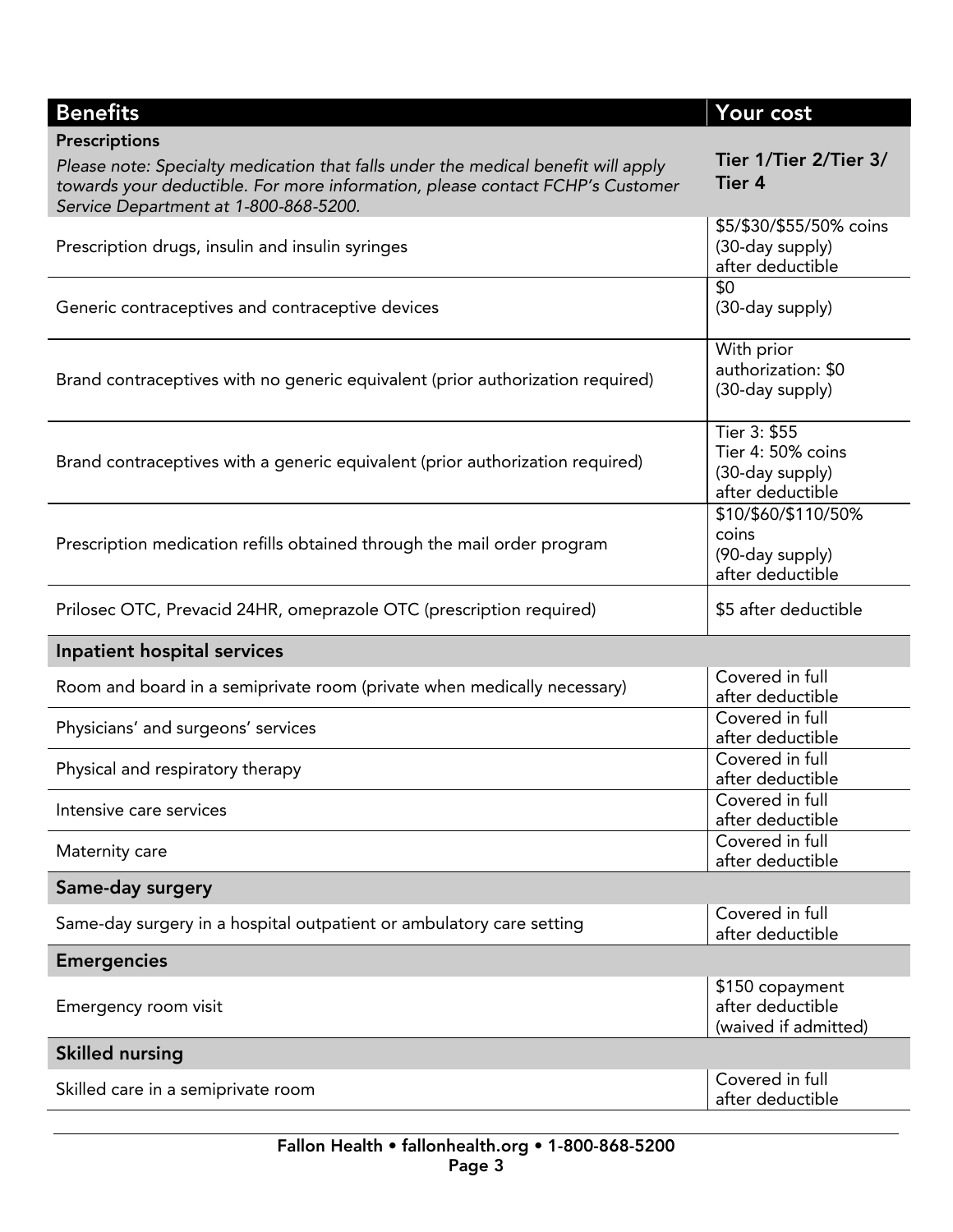| Benefits | Your cost |
|---|---|
| **Prescriptions**<br>*Please note: Specialty medication that falls under the medical benefit will apply towards your deductible. For more information, please contact FCHP's Customer Service Department at 1-800-868-5200.* | **Tier 1/Tier 2/Tier 3/ Tier 4** |
| Prescription drugs, insulin and insulin syringes | $5/$30/$55/50% coins (30-day supply) after deductible |
| Generic contraceptives and contraceptive devices | $0 (30-day supply) |
| Brand contraceptives with no generic equivalent (prior authorization required) | With prior authorization: $0 (30-day supply) |
| Brand contraceptives with a generic equivalent (prior authorization required) | Tier 3: $55<br>Tier 4: 50% coins (30-day supply) after deductible |
| Prescription medication refills obtained through the mail order program | $10/$60/$110/50% coins (90-day supply) after deductible |
| Prilosec OTC, Prevacid 24HR, omeprazole OTC (prescription required) | $5 after deductible |
| **Inpatient hospital services** | |
| Room and board in a semiprivate room (private when medically necessary) | Covered in full after deductible |
| Physicians' and surgeons' services | Covered in full after deductible |
| Physical and respiratory therapy | Covered in full after deductible |
| Intensive care services | Covered in full after deductible |
| Maternity care | Covered in full after deductible |
| **Same-day surgery** | |
| Same-day surgery in a hospital outpatient or ambulatory care setting | Covered in full after deductible |
| **Emergencies** | |
| Emergency room visit | $150 copayment after deductible (waived if admitted) |
| **Skilled nursing** | |
| Skilled care in a semiprivate room | Covered in full after deductible |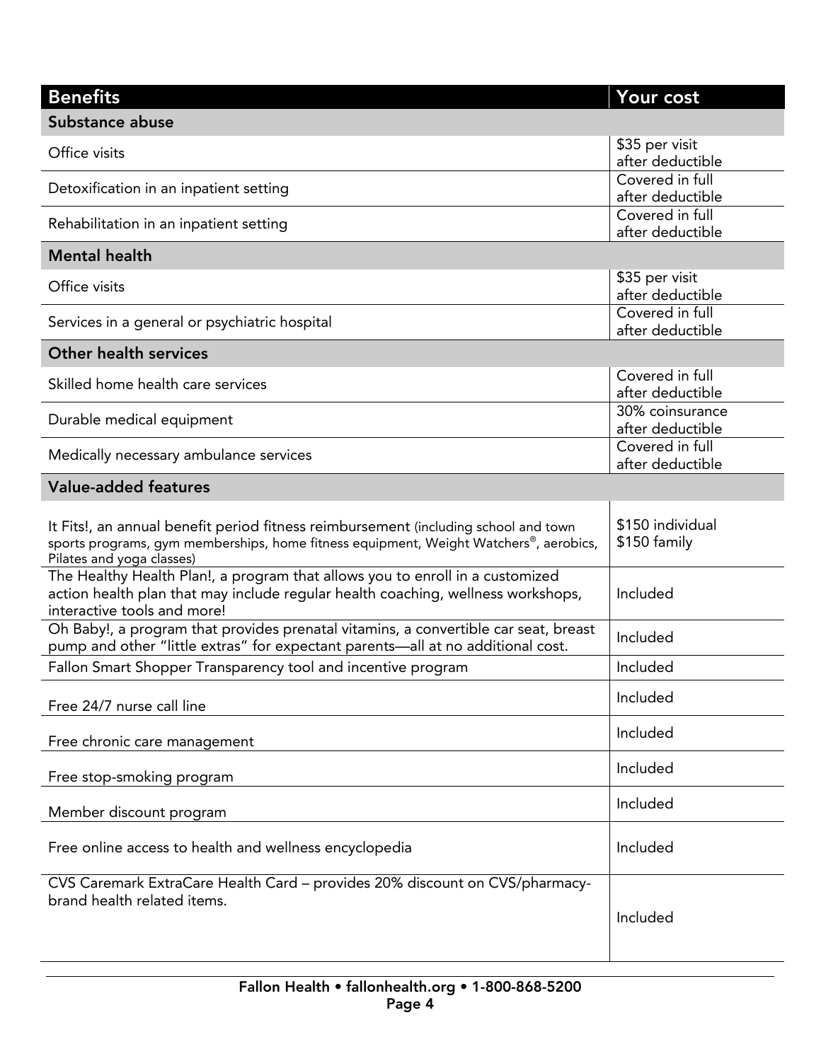| Benefits | Your cost |
|---|---|
| **Substance abuse** | |
| Office visits | $35 per visit after deductible |
| Detoxification in an inpatient setting | Covered in full after deductible |
| Rehabilitation in an inpatient setting | Covered in full after deductible |
| **Mental health** | |
| Office visits | $35 per visit after deductible |
| Services in a general or psychiatric hospital | Covered in full after deductible |
| **Other health services** | |
| Skilled home health care services | Covered in full after deductible |
| Durable medical equipment | 30% coinsurance after deductible |
| Medically necessary ambulance services | Covered in full after deductible |
| **Value-added features** | |
| It Fits!, an annual benefit period fitness reimbursement (including school and town sports programs, gym memberships, home fitness equipment, Weight Watchers®, aerobics, Pilates and yoga classes) | $150 individual $150 family |
| The Healthy Health Plan!, a program that allows you to enroll in a customized action health plan that may include regular health coaching, wellness workshops, interactive tools and more! | Included |
| Oh Baby!, a program that provides prenatal vitamins, a convertible car seat, breast pump and other "little extras" for expectant parents—all at no additional cost. | Included |
| Fallon Smart Shopper Transparency tool and incentive program | Included |
| Free 24/7 nurse call line | Included |
| Free chronic care management | Included |
| Free stop-smoking program | Included |
| Member discount program | Included |
| Free online access to health and wellness encyclopedia | Included |
| CVS Caremark ExtraCare Health Card – provides 20% discount on CVS/pharmacy-brand health related items. | Included |

**Fallon Health • fallonhealth.org • 1-800-868-5200**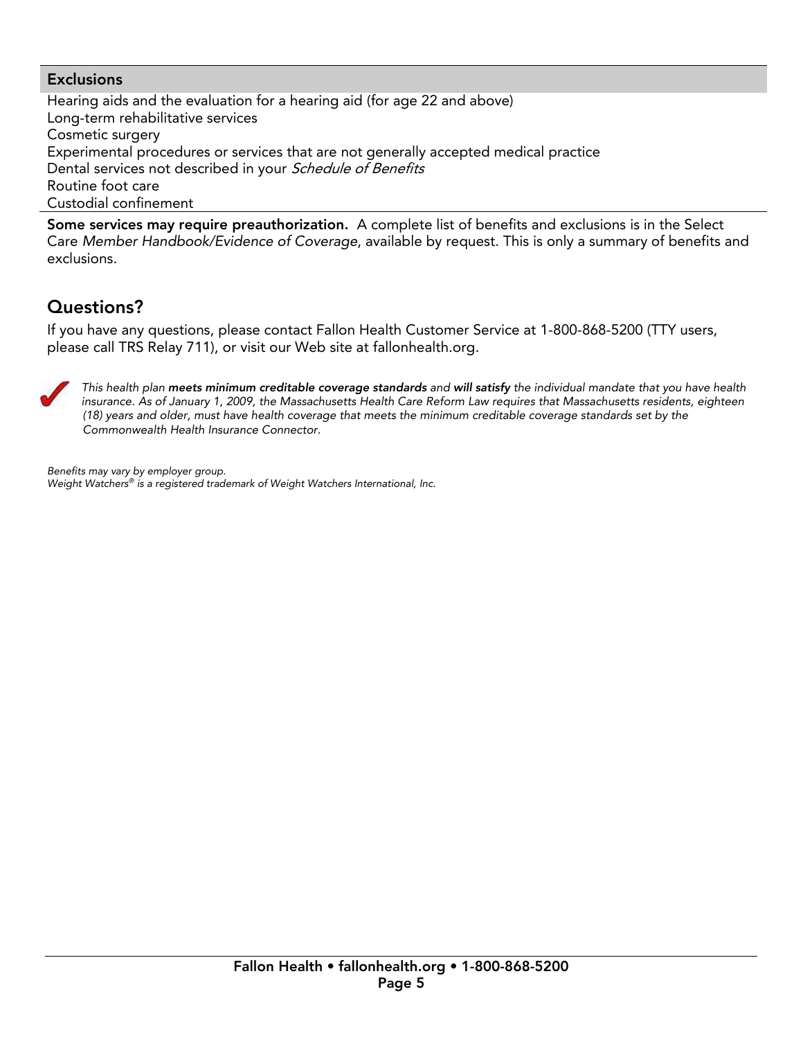## Exclusions

Hearing aids and the evaluation for a hearing aid (for age 22 and above)
Long-term rehabilitative services
Cosmetic surgery
Experimental procedures or services that are not generally accepted medical practice
Dental services not described in your *Schedule of Benefits*
Routine foot care
Custodial confinement

**Some services may require preauthorization.** A complete list of benefits and exclusions is in the Select Care *Member Handbook/Evidence of Coverage*, available by request. This is only a summary of benefits and exclusions.

## Questions?

If you have any questions, please contact Fallon Health Customer Service at 1-800-868-5200 (TTY users, please call TRS Relay 711), or visit our Web site at fallonhealth.org.

✔ *This health plan **meets minimum creditable coverage standards** and **will satisfy** the individual mandate that you have health insurance. As of January 1, 2009, the Massachusetts Health Care Reform Law requires that Massachusetts residents, eighteen (18) years and older, must have health coverage that meets the minimum creditable coverage standards set by the Commonwealth Health Insurance Connector.*

*Benefits may vary by employer group.*
*Weight Watchers® is a registered trademark of Weight Watchers International, Inc.*